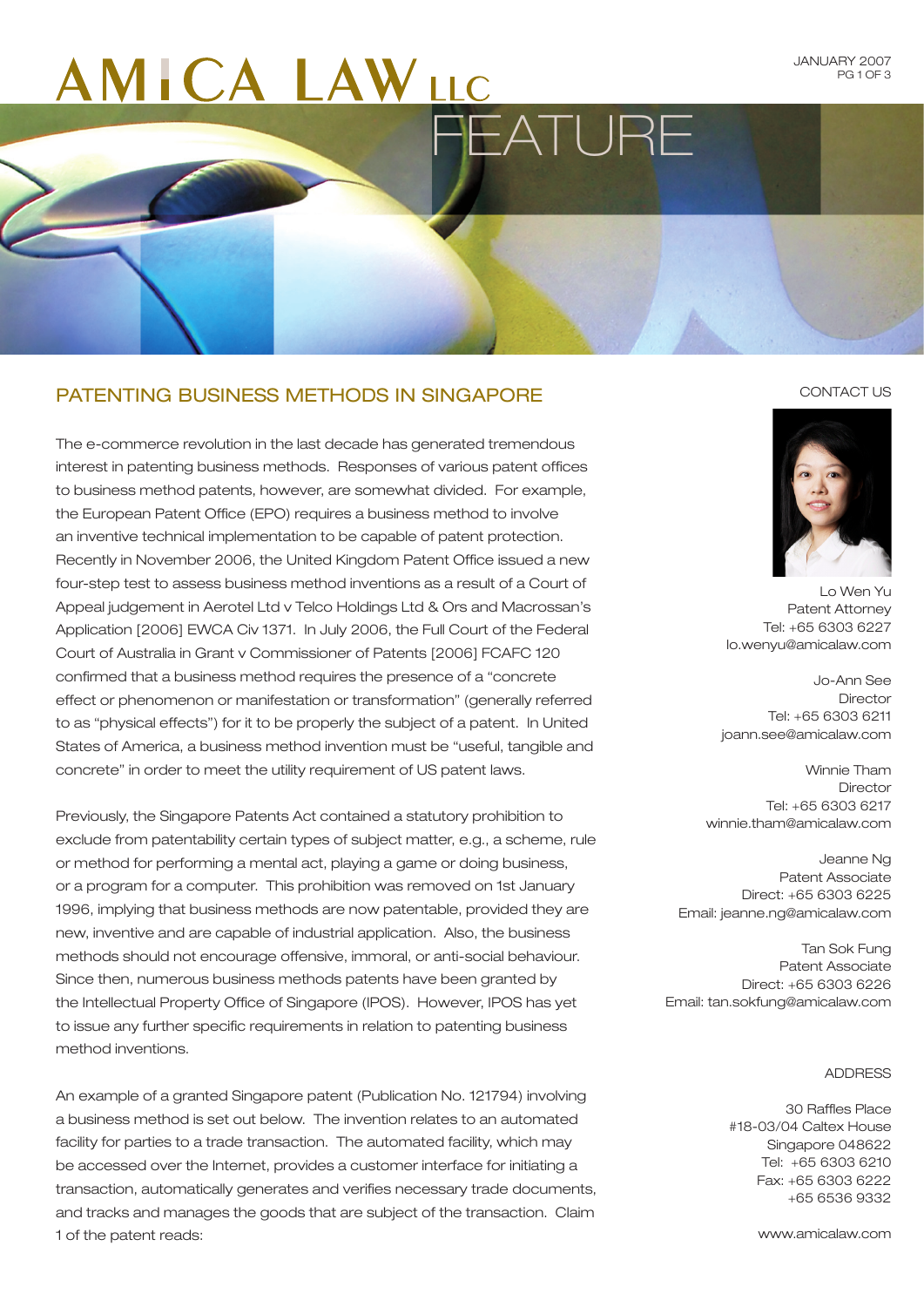# AMICA LAW LLC

JANUARY 2007

# FEATURE

## PATENTING BUSINESS METHODS IN SINGAPORE

The e-commerce revolution in the last decade has generated tremendous interest in patenting business methods. Responses of various patent offices to business method patents, however, are somewhat divided. For example, the European Patent Office (EPO) requires a business method to involve an inventive technical implementation to be capable of patent protection. Recently in November 2006, the United Kingdom Patent Office issued a new four-step test to assess business method inventions as a result of a Court of Appeal judgement in Aerotel Ltd v Telco Holdings Ltd & Ors and Macrossan's Application [2006] EWCA Civ 1371. In July 2006, the Full Court of the Federal Court of Australia in Grant v Commissioner of Patents [2006] FCAFC 120 confirmed that a business method requires the presence of a "concrete effect or phenomenon or manifestation or transformation" (generally referred to as "physical effects") for it to be properly the subject of a patent. In United States of America, a business method invention must be "useful, tangible and concrete" in order to meet the utility requirement of US patent laws.

Previously, the Singapore Patents Act contained a statutory prohibition to exclude from patentability certain types of subject matter, e.g., a scheme, rule or method for performing a mental act, playing a game or doing business, or a program for a computer. This prohibition was removed on 1st January 1996, implying that business methods are now patentable, provided they are new, inventive and are capable of industrial application. Also, the business methods should not encourage offensive, immoral, or anti-social behaviour. Since then, numerous business methods patents have been granted by the Intellectual Property Office of Singapore (IPOS). However, IPOS has yet to issue any further specific requirements in relation to patenting business method inventions.

An example of a granted Singapore patent (Publication No. 121794) involving a business method is set out below. The invention relates to an automated facility for parties to a trade transaction. The automated facility, which may be accessed over the Internet, provides a customer interface for initiating a transaction, automatically generates and verifies necessary trade documents, and tracks and manages the goods that are subject of the transaction. Claim 1 of the patent reads:

### CONTACT US

Lo Wen Yu
Patent Attorney
Tel: +65 6303 6227
lo.wenyu@amicalaw.com

Jo-Ann See
Director
Tel: +65 6303 6211
joann.see@amicalaw.com

Winnie Tham
Director
Tel: +65 6303 6217
winnie.tham@amicalaw.com

Jeanne Ng
Patent Associate
Direct: +65 6303 6225
Email: jeanne.ng@amicalaw.com

Tan Sok Fung
Patent Associate
Direct: +65 6303 6226
Email: tan.sokfung@amicalaw.com

### ADDRESS

30 Raffles Place
#18-03/04 Caltex House
Singapore 048622
Tel: +65 6303 6210
Fax: +65 6303 6222
+65 6536 9332

www.amicalaw.com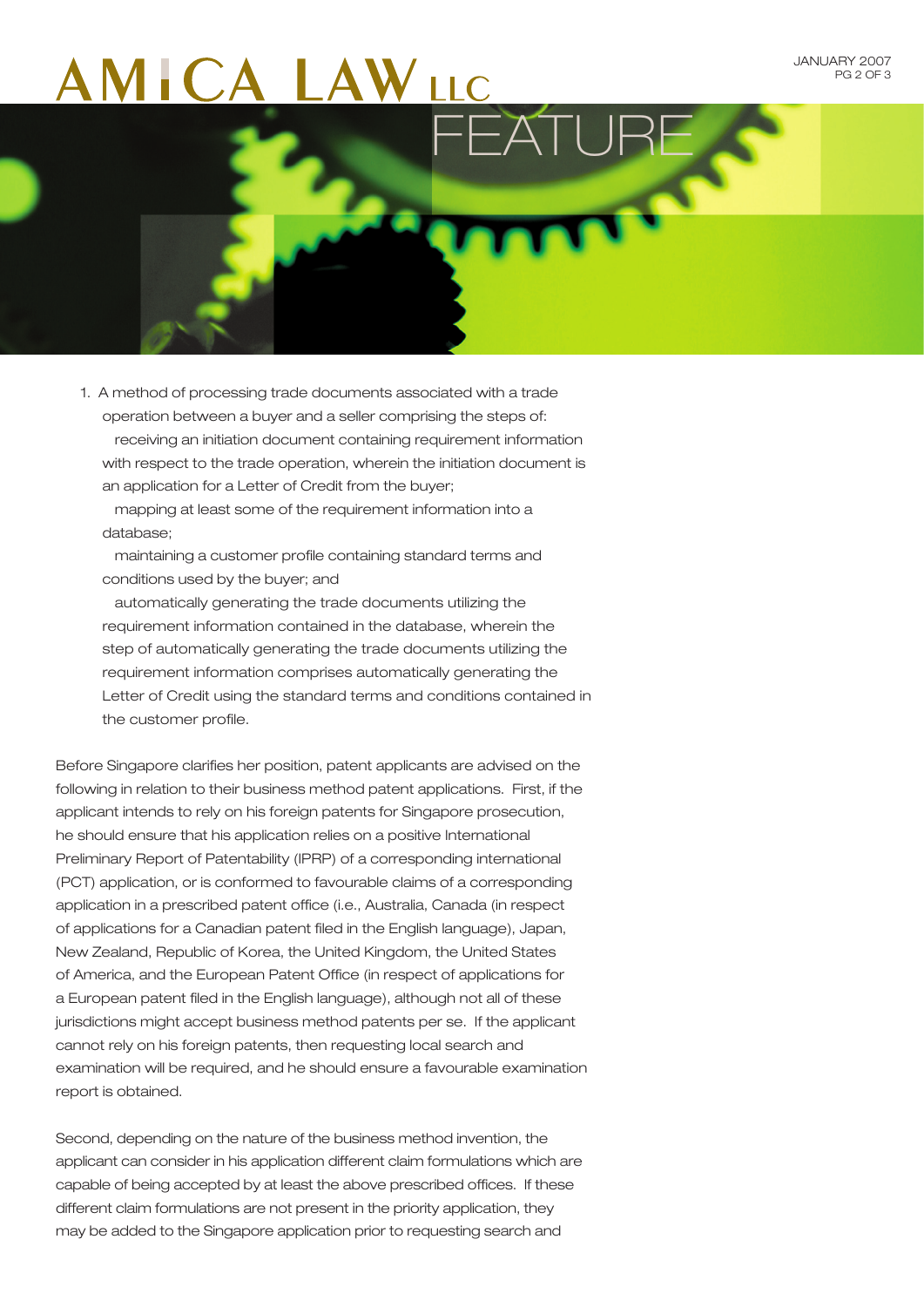1. A method of processing trade documents associated with a trade operation between a buyer and a seller comprising the steps of:

   receiving an initiation document containing requirement information with respect to the trade operation, wherein the initiation document is an application for a Letter of Credit from the buyer;

   mapping at least some of the requirement information into a database;

   maintaining a customer profile containing standard terms and conditions used by the buyer; and

   automatically generating the trade documents utilizing the requirement information contained in the database, wherein the step of automatically generating the trade documents utilizing the requirement information comprises automatically generating the Letter of Credit using the standard terms and conditions contained in the customer profile.

Before Singapore clarifies her position, patent applicants are advised on the following in relation to their business method patent applications. First, if the applicant intends to rely on his foreign patents for Singapore prosecution, he should ensure that his application relies on a positive International Preliminary Report of Patentability (IPRP) of a corresponding international (PCT) application, or is conformed to favourable claims of a corresponding application in a prescribed patent office (i.e., Australia, Canada (in respect of applications for a Canadian patent filed in the English language), Japan, New Zealand, Republic of Korea, the United Kingdom, the United States of America, and the European Patent Office (in respect of applications for a European patent filed in the English language), although not all of these jurisdictions might accept business method patents per se. If the applicant cannot rely on his foreign patents, then requesting local search and examination will be required, and he should ensure a favourable examination report is obtained.

Second, depending on the nature of the business method invention, the applicant can consider in his application different claim formulations which are capable of being accepted by at least the above prescribed offices. If these different claim formulations are not present in the priority application, they may be added to the Singapore application prior to requesting search and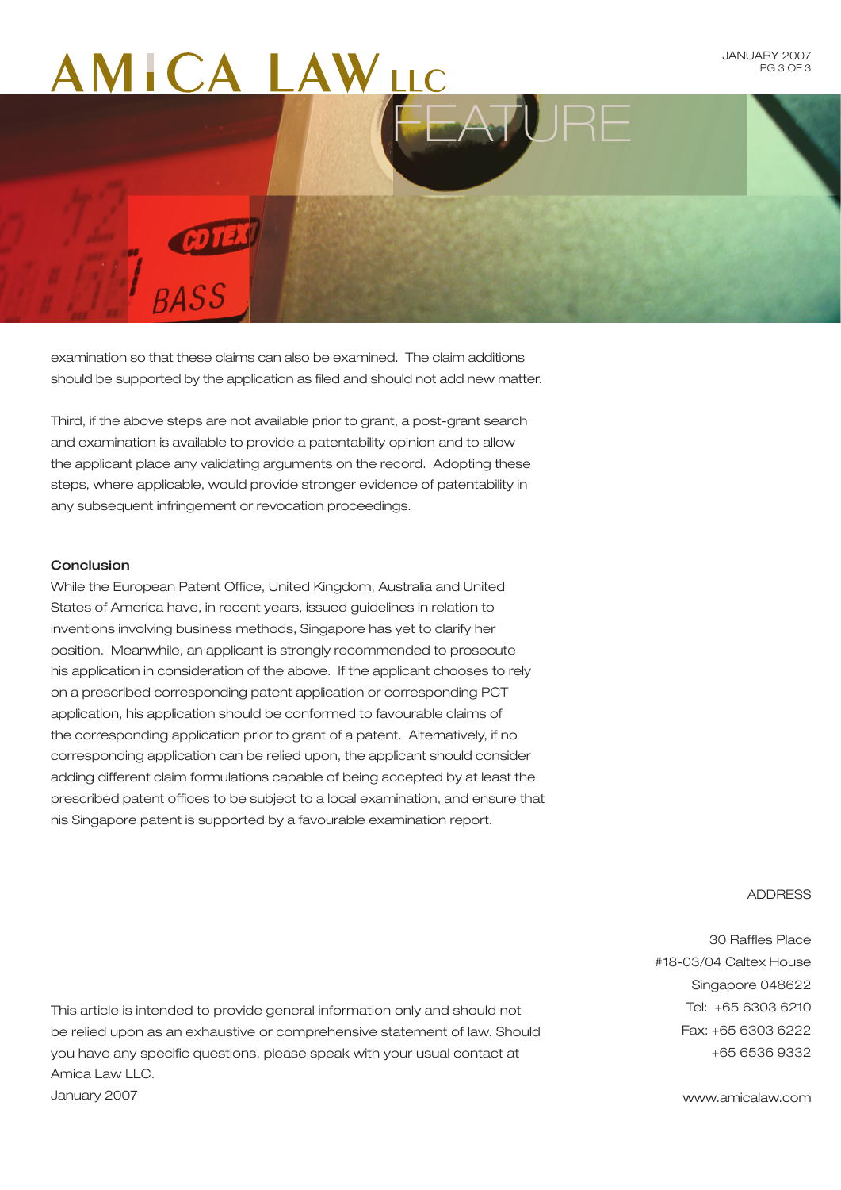examination so that these claims can also be examined. The claim additions should be supported by the application as filed and should not add new matter.

Third, if the above steps are not available prior to grant, a post-grant search and examination is available to provide a patentability opinion and to allow the applicant place any validating arguments on the record. Adopting these steps, where applicable, would provide stronger evidence of patentability in any subsequent infringement or revocation proceedings.

**Conclusion**

While the European Patent Office, United Kingdom, Australia and United States of America have, in recent years, issued guidelines in relation to inventions involving business methods, Singapore has yet to clarify her position. Meanwhile, an applicant is strongly recommended to prosecute his application in consideration of the above. If the applicant chooses to rely on a prescribed corresponding patent application or corresponding PCT application, his application should be conformed to favourable claims of the corresponding application prior to grant of a patent. Alternatively, if no corresponding application can be relied upon, the applicant should consider adding different claim formulations capable of being accepted by at least the prescribed patent offices to be subject to a local examination, and ensure that his Singapore patent is supported by a favourable examination report.

This article is intended to provide general information only and should not be relied upon as an exhaustive or comprehensive statement of law. Should you have any specific questions, please speak with your usual contact at Amica Law LLC.
January 2007

ADDRESS

30 Raffles Place
#18-03/04 Caltex House
Singapore 048622
Tel: +65 6303 6210
Fax: +65 6303 6222
+65 6536 9332

www.amicalaw.com